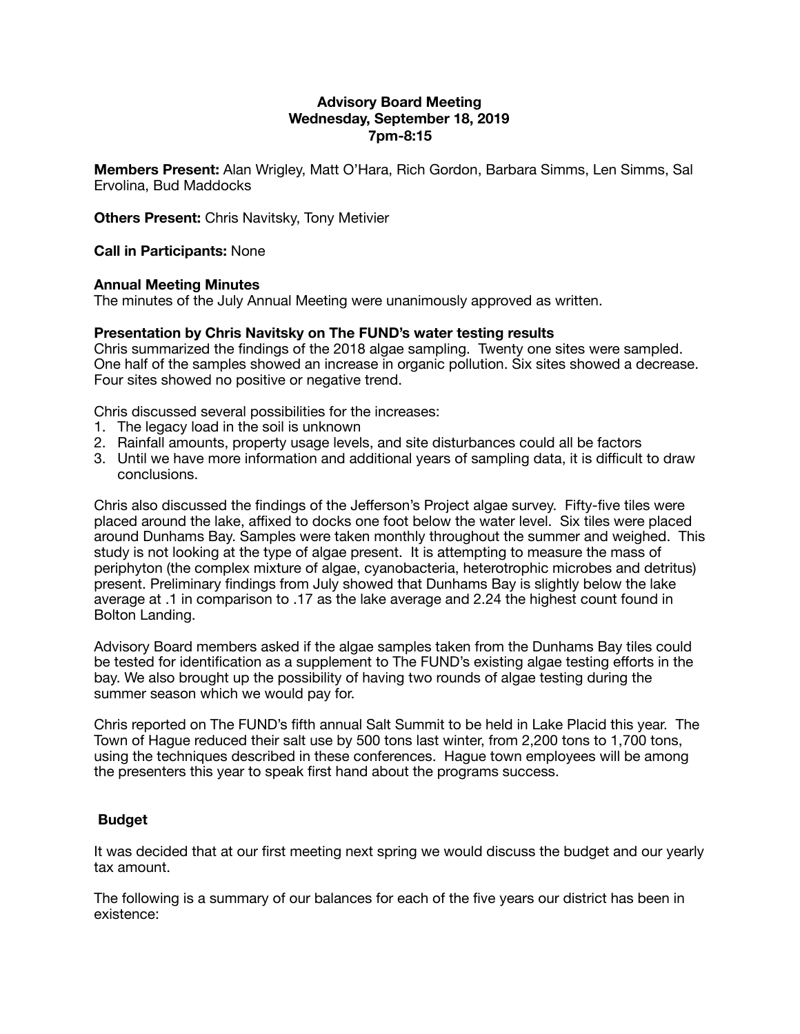**Advisory Board Meeting**
**Wednesday, September 18, 2019**
**7pm-8:15**

**Members Present:** Alan Wrigley, Matt O'Hara, Rich Gordon, Barbara Simms, Len Simms, Sal Ervolina, Bud Maddocks

**Others Present:** Chris Navitsky, Tony Metivier

**Call in Participants:** None

**Annual Meeting Minutes**
The minutes of the July Annual Meeting were unanimously approved as written.

**Presentation by Chris Navitsky on The FUND's water testing results**
Chris summarized the findings of the 2018 algae sampling. Twenty one sites were sampled. One half of the samples showed an increase in organic pollution. Six sites showed a decrease. Four sites showed no positive or negative trend.

Chris discussed several possibilities for the increases:

1. The legacy load in the soil is unknown
2. Rainfall amounts, property usage levels, and site disturbances could all be factors
3. Until we have more information and additional years of sampling data, it is difficult to draw conclusions.

Chris also discussed the findings of the Jefferson's Project algae survey. Fifty-five tiles were placed around the lake, affixed to docks one foot below the water level. Six tiles were placed around Dunhams Bay. Samples were taken monthly throughout the summer and weighed. This study is not looking at the type of algae present. It is attempting to measure the mass of periphyton (the complex mixture of algae, cyanobacteria, heterotrophic microbes and detritus) present. Preliminary findings from July showed that Dunhams Bay is slightly below the lake average at .1 in comparison to .17 as the lake average and 2.24 the highest count found in Bolton Landing.

Advisory Board members asked if the algae samples taken from the Dunhams Bay tiles could be tested for identification as a supplement to The FUND's existing algae testing efforts in the bay. We also brought up the possibility of having two rounds of algae testing during the summer season which we would pay for.

Chris reported on The FUND's fifth annual Salt Summit to be held in Lake Placid this year. The Town of Hague reduced their salt use by 500 tons last winter, from 2,200 tons to 1,700 tons, using the techniques described in these conferences. Hague town employees will be among the presenters this year to speak first hand about the programs success.

**Budget**

It was decided that at our first meeting next spring we would discuss the budget and our yearly tax amount.

The following is a summary of our balances for each of the five years our district has been in existence: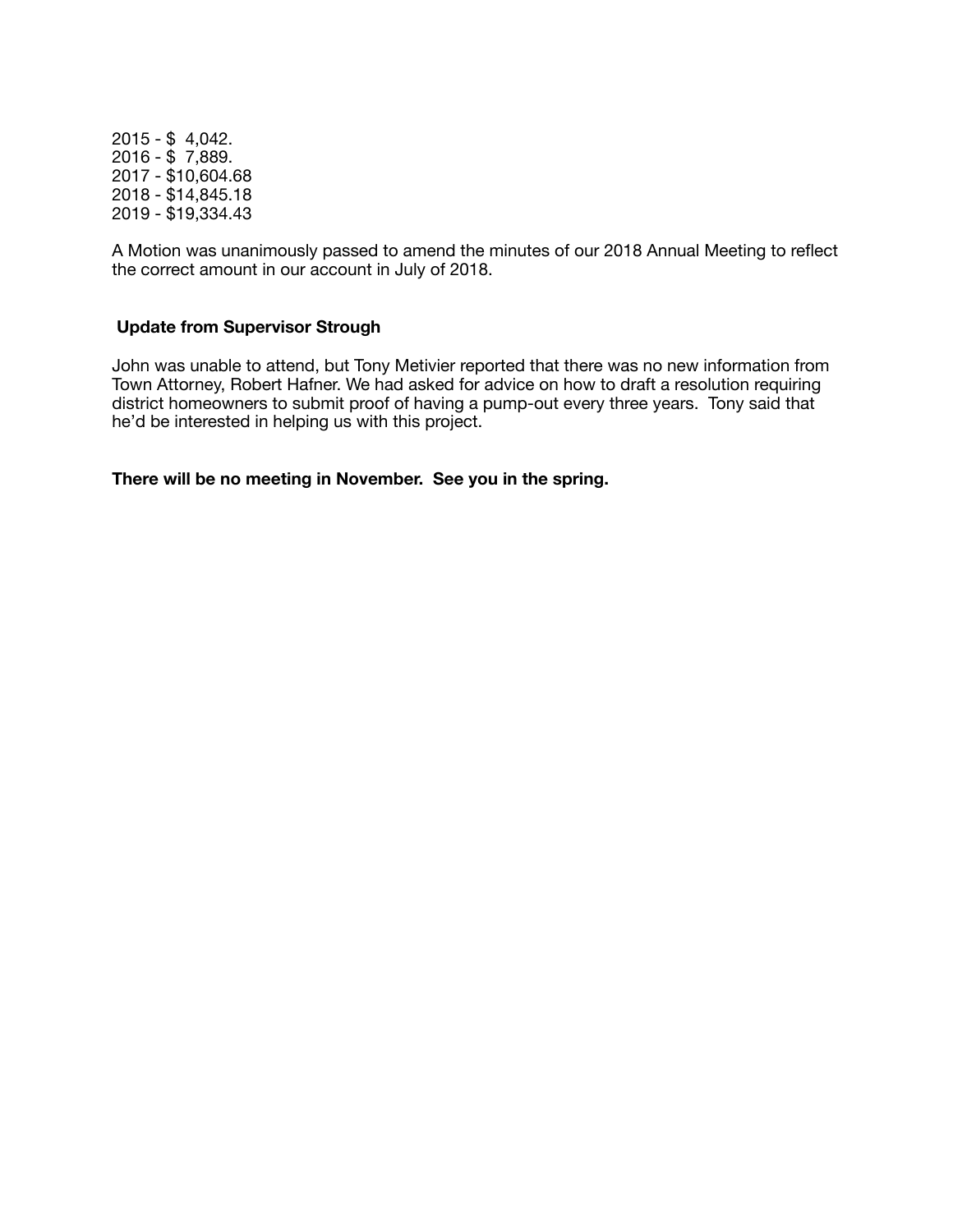2015 - $ 4,042.  
2016 - $ 7,889.  
2017 - $10,604.68  
2018 - $14,845.18  
2019 - $19,334.43

A Motion was unanimously passed to amend the minutes of our 2018 Annual Meeting to reflect the correct amount in our account in July of 2018.

**Update from Supervisor Strough**

John was unable to attend, but Tony Metivier reported that there was no new information from Town Attorney, Robert Hafner. We had asked for advice on how to draft a resolution requiring district homeowners to submit proof of having a pump-out every three years. Tony said that he'd be interested in helping us with this project.

**There will be no meeting in November. See you in the spring.**